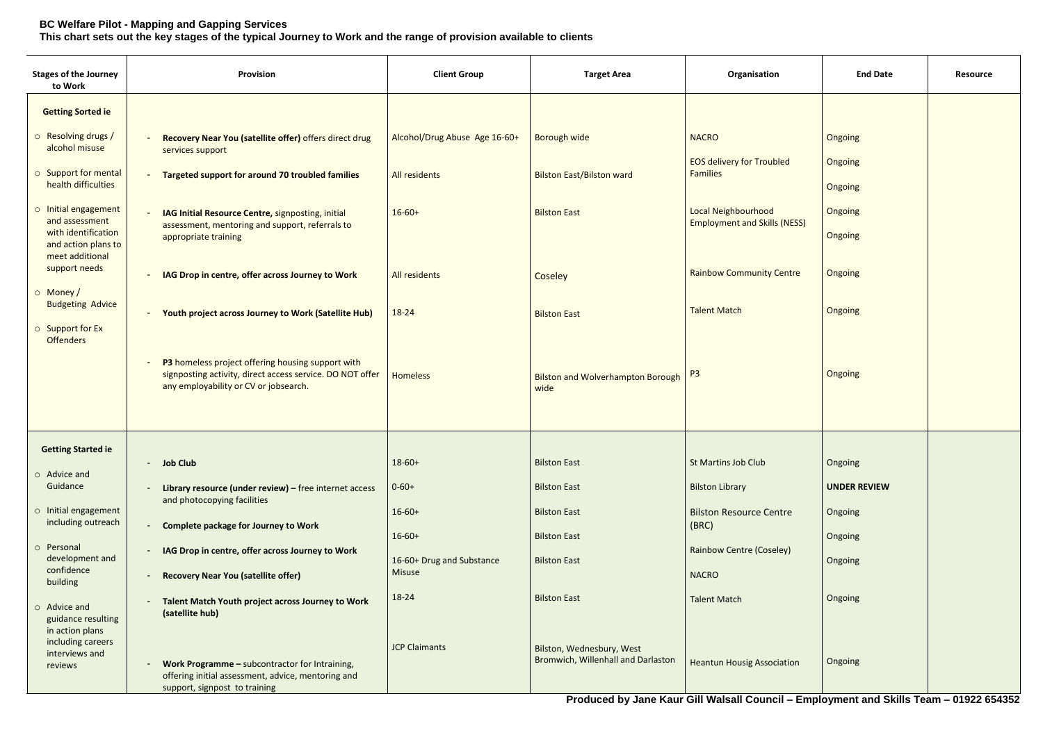**BC Welfare Pilot - Mapping and Gapping Services**
**This chart sets out the key stages of the typical Journey to Work and the range of provision available to clients**

| Stages of the Journey to Work | Provision | Client Group | Target Area | Organisation | End Date | Resource |
|---|---|---|---|---|---|---|
| **Getting Sorted ie**<br>○ Resolving drugs / alcohol misuse<br>○ Support for mental health difficulties<br>○ Initial engagement and assessment with identification and action plans to meet additional support needs<br>○ Money / Budgeting Advice<br>○ Support for Ex Offenders | - **Recovery Near You (satellite offer)** offers direct drug services support | Alcohol/Drug Abuse Age 16-60+ | Borough wide | NACRO | Ongoing | |
| | - **Targeted support for around 70 troubled families** | All residents | Bilston East/Bilston ward | EOS delivery for Troubled Families | Ongoing<br>Ongoing | |
| | - **IAG Initial Resource Centre,** signposting, initial assessment, mentoring and support, referrals to appropriate training | 16-60+ | Bilston East | Local Neighbourhood Employment and Skills (NESS) | Ongoing<br>Ongoing | |
| | - **IAG Drop in centre, offer across Journey to Work** | All residents | Coseley | Rainbow Community Centre | Ongoing | |
| | - **Youth project across Journey to Work (Satellite Hub)** | 18-24 | Bilston East | Talent Match | Ongoing | |
| | - **P3** homeless project offering housing support with signposting activity, direct access service. DO NOT offer any employability or CV or jobsearch. | Homeless | Bilston and Wolverhampton Borough wide | P3 | Ongoing | |
| **Getting Started ie**<br>○ Advice and Guidance<br>○ Initial engagement including outreach<br>○ Personal development and confidence building<br>○ Advice and guidance resulting in action plans including careers interviews and reviews | - **Job Club** | 18-60+ | Bilston East | St Martins Job Club | Ongoing | |
| | - **Library resource (under review) –** free internet access and photocopying facilities | 0-60+ | Bilston East | Bilston Library | **UNDER REVIEW** | |
| | - **Complete package for Journey to Work** | 16-60+ | Bilston East | Bilston Resource Centre (BRC) | Ongoing | |
| | - **IAG Drop in centre, offer across Journey to Work** | 16-60+ | Bilston East | Rainbow Centre (Coseley) | Ongoing | |
| | - **Recovery Near You (satellite offer)** | 16-60+ Drug and Substance Misuse | Bilston East | NACRO | Ongoing | |
| | - **Talent Match Youth project across Journey to Work (satellite hub)** | 18-24 | Bilston East | Talent Match | Ongoing | |
| | - **Work Programme –** subcontractor for Intraining, offering initial assessment, advice, mentoring and support, signpost to training | JCP Claimants | Bilston, Wednesbury, West Bromwich, Willenhall and Darlaston | Heantun Housig Association | Ongoing | |

**Produced by Jane Kaur Gill Walsall Council – Employment and Skills Team – 01922 654352**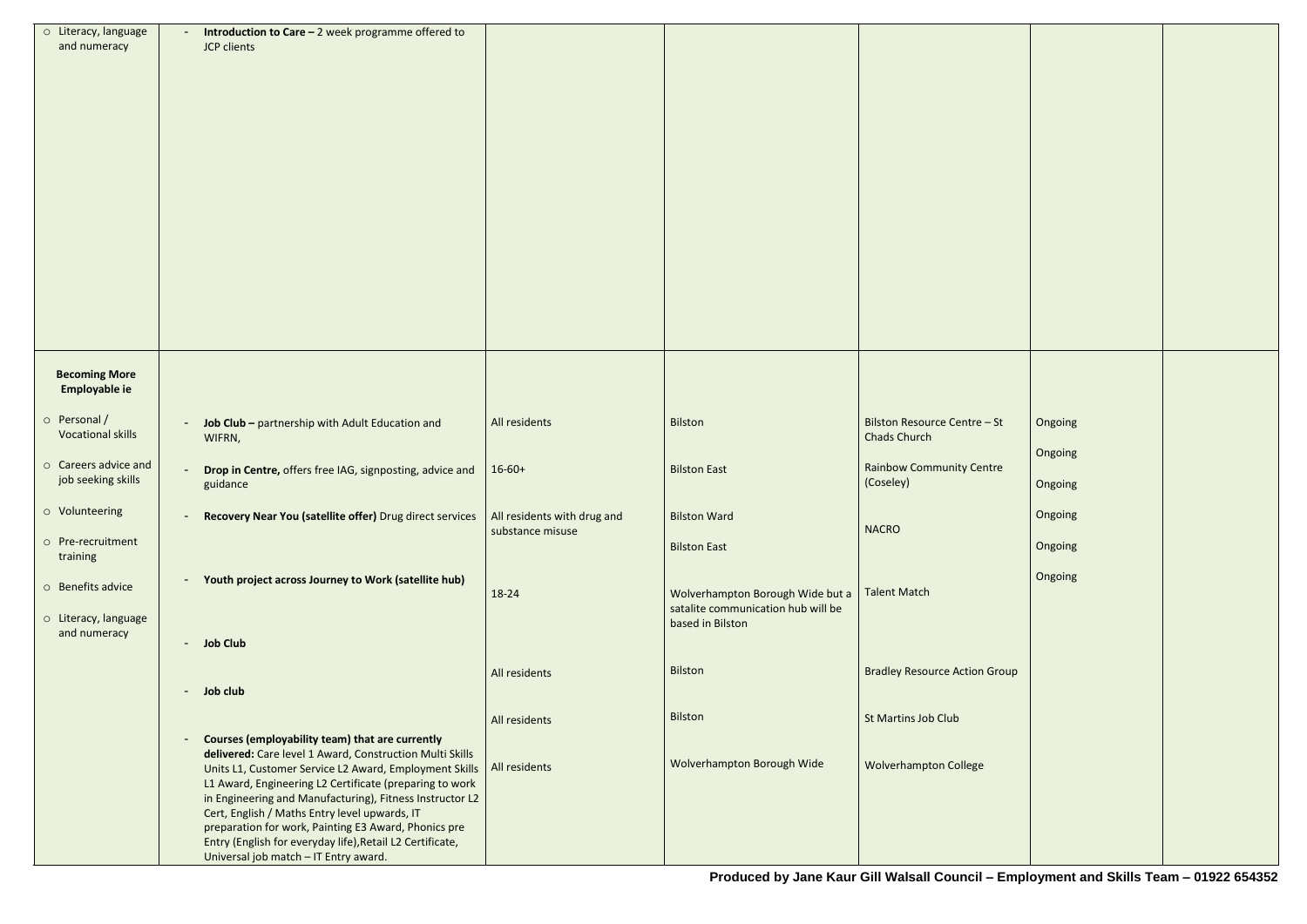| | | | | | | |
|---|---|---|---|---|---|---|
| ○ Literacy, language and numeracy | - **Introduction to Care –** 2 week programme offered to JCP clients | | | | | |
| **Becoming More Employable ie**<br><br>○ Personal / Vocational skills<br><br>○ Careers advice and job seeking skills<br><br>○ Volunteering<br><br>○ Pre-recruitment training<br><br>○ Benefits advice<br><br>○ Literacy, language and numeracy | - **Job Club –** partnership with Adult Education and WIFRN, | All residents | Bilston | Bilston Resource Centre – St Chads Church | Ongoing | |
| | - **Drop in Centre,** offers free IAG, signposting, advice and guidance | 16-60+ | Bilston East | Rainbow Community Centre (Coseley) | Ongoing | |
| | - **Recovery Near You (satellite offer)** Drug direct services | All residents with drug and substance misuse | Bilston Ward<br><br>Bilston East | NACRO | Ongoing<br><br>Ongoing<br><br>Ongoing | |
| | - **Youth project across Journey to Work (satellite hub)** | 18-24 | Wolverhampton Borough Wide but a satalite communication hub will be based in Bilston | Talent Match | Ongoing | |
| | - **Job Club** | All residents | Bilston | Bradley Resource Action Group | | |
| | - **Job club** | All residents | Bilston | St Martins Job Club | | |
| | - **Courses (employability team) that are currently delivered:** Care level 1 Award, Construction Multi Skills Units L1, Customer Service L2 Award, Employment Skills L1 Award, Engineering L2 Certificate (preparing to work in Engineering and Manufacturing), Fitness Instructor L2 Cert, English / Maths Entry level upwards, IT preparation for work, Painting E3 Award, Phonics pre Entry (English for everyday life),Retail L2 Certificate, Universal job match – IT Entry award. | All residents | Wolverhampton Borough Wide | Wolverhampton College | | |

**Produced by Jane Kaur Gill Walsall Council – Employment and Skills Team – 01922 654352**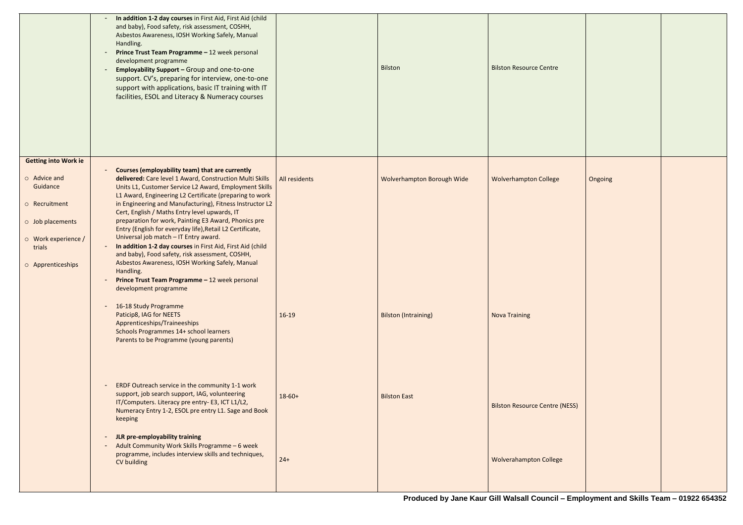|  |  |  |  |  |  |  |
|---|---|---|---|---|---|---|
|  | - **In addition 1-2 day courses** in First Aid, First Aid (child and baby), Food safety, risk assessment, COSHH, Asbestos Awareness, IOSH Working Safely, Manual Handling.<br>- **Prince Trust Team Programme –** 12 week personal development programme<br>- **Employability Support –** Group and one-to-one support. CV's, preparing for interview, one-to-one support with applications, basic IT training with IT facilities, ESOL and Literacy & Numeracy courses |  | Bilston | Bilston Resource Centre |  |  |
| **Getting into Work ie**<br>○ Advice and Guidance<br>○ Recruitment<br>○ Job placements<br>○ Work experience / trials<br>○ Apprenticeships | - **Courses (employability team) that are currently delivered:** Care level 1 Award, Construction Multi Skills Units L1, Customer Service L2 Award, Employment Skills L1 Award, Engineering L2 Certificate (preparing to work in Engineering and Manufacturing), Fitness Instructor L2 Cert, English / Maths Entry level upwards, IT preparation for work, Painting E3 Award, Phonics pre Entry (English for everyday life),Retail L2 Certificate, Universal job match – IT Entry award.<br>- **In addition 1-2 day courses** in First Aid, First Aid (child and baby), Food safety, risk assessment, COSHH, Asbestos Awareness, IOSH Working Safely, Manual Handling.<br>- **Prince Trust Team Programme –** 12 week personal development programme | All residents | Wolverhampton Borough Wide | Wolverhampton College | Ongoing |  |
|  | - 16-18 Study Programme<br>Paticip8, IAG for NEETS<br>Apprenticeships/Traineeships<br>Schools Programmes 14+ school learners<br>Parents to be Programme (young parents) | 16-19 | Bilston (Intraining) | Nova Training |  |  |
|  | - ERDF Outreach service in the community 1-1 work support, job search support, IAG, volunteering IT/Computers. Literacy pre entry- E3, ICT L1/L2, Numeracy Entry 1-2, ESOL pre entry L1. Sage and Book keeping | 18-60+ | Bilston East | Bilston Resource Centre (NESS) |  |  |
|  | - **JLR pre-employability training**<br>- Adult Community Work Skills Programme – 6 week programme, includes interview skills and techniques, CV building | 24+ |  | Wolverahampton College |  |  |

**Produced by Jane Kaur Gill Walsall Council – Employment and Skills Team – 01922 654352**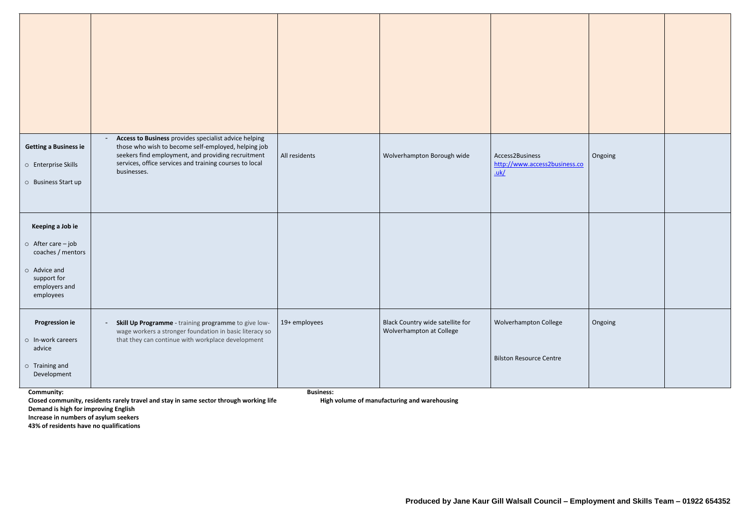| | | | | | | |
|---|---|---|---|---|---|---|
| | | | | | | |
| **Getting a Business ie**<br>○ Enterprise Skills<br>○ Business Start up | - **Access to Business** provides specialist advice helping those who wish to become self-employed, helping job seekers find employment, and providing recruitment services, office services and training courses to local businesses. | All residents | Wolverhampton Borough wide | Access2Business<br>http://www.access2business.co.uk/ | Ongoing | |
| **Keeping a Job ie**<br>○ After care – job coaches / mentors<br>○ Advice and support for employers and employees | | | | | | |
| **Progression ie**<br>○ In-work careers advice<br>○ Training and Development | - **Skill Up Programme** - training **programme** to give low-wage workers a stronger foundation in basic literacy so that they can continue with workplace development | 19+ employees | Black Country wide satellite for Wolverhampton at College | Wolverhampton College<br><br>Bilston Resource Centre | Ongoing | |

**Community:**

**Closed community, residents rarely travel and stay in same sector through working life**

**Demand is high for improving English**

**Increase in numbers of asylum seekers**

**43% of residents have no qualifications**

**Business:**

**High volume of manufacturing and warehousing**

**Produced by Jane Kaur Gill Walsall Council – Employment and Skills Team – 01922 654352**